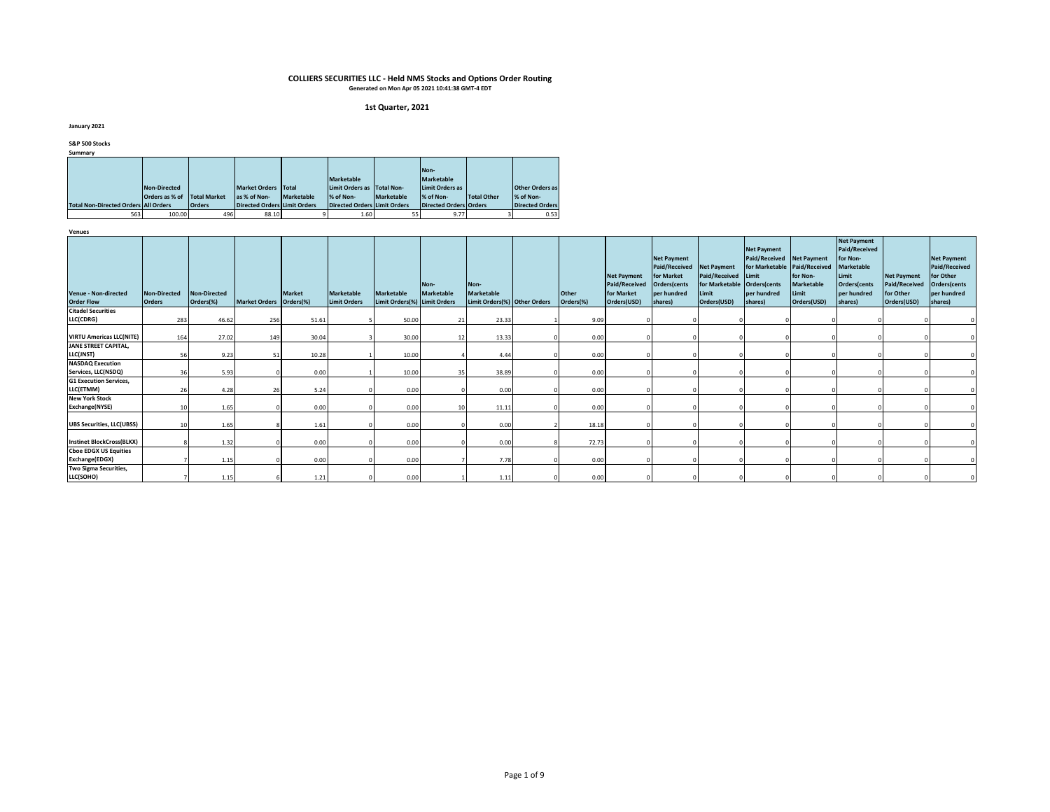# COLLIERS SECURITIES LLC - Held NMS Stocks and Options Order Routing

**Generated on Mon Apr 05 2021 10:41:38 GMT-4 EDT**

## 1st Quarter, 2021

**January 2021**

**S&P 500 Stocks**

**Summary**

| Total Non-Directed Orders | Non-Directed Orders as % of All Orders | Total Market Orders | Market Orders as % of Non-Directed Orders | Total Marketable Limit Orders | Marketable Limit Orders as % of Non-Directed Orders | Total Non-Marketable Limit Orders | Non-Marketable Limit Orders as % of Non-Directed Orders | Total Other Orders | Other Orders as % of Non-Directed Orders |
|---|---|---|---|---|---|---|---|---|---|
| 563 | 100.00 | 496 | 88.10 | 9 | 1.60 | 55 | 9.77 | 3 | 0.53 |

**Venues**

| Venue - Non-directed Order Flow | Non-Directed Orders | Non-Directed Orders(%) | Market Orders | Market Orders(%) | Marketable Limit Orders | Marketable Limit Orders(%) | Non-Marketable Limit Orders | Non-Marketable Limit Orders(%) | Other Orders | Other Orders(%) | Net Payment Paid/Received for Market Orders(USD) | Net Payment Paid/Received for Market Orders(cents per hundred shares) | Net Payment Paid/Received for Marketable Limit Orders(USD) | Net Payment Paid/Received for Marketable Limit Orders(cents per hundred shares) | Net Payment Paid/Received for Non-Marketable Limit Orders(USD) | Net Payment Paid/Received for Non-Marketable Limit Orders(cents per hundred shares) | Net Payment Paid/Received for Other Orders(USD) | Net Payment Paid/Received for Other Orders(cents per hundred shares) |
|---|---|---|---|---|---|---|---|---|---|---|---|---|---|---|---|---|---|---|
| Citadel Securities LLC(CDRG) | 283 | 46.62 | 256 | 51.61 | 5 | 50.00 | 21 | 23.33 | 1 | 9.09 | 0 | 0 | 0 | 0 | 0 | 0 | 0 | 0 |
| VIRTU Americas LLC(NITE) | 164 | 27.02 | 149 | 30.04 | 3 | 30.00 | 12 | 13.33 | 0 | 0.00 | 0 | 0 | 0 | 0 | 0 | 0 | 0 | 0 |
| JANE STREET CAPITAL, LLC(JNST) | 56 | 9.23 | 51 | 10.28 | 1 | 10.00 | 4 | 4.44 | 0 | 0.00 | 0 | 0 | 0 | 0 | 0 | 0 | 0 | 0 |
| NASDAQ Execution Services, LLC(NSDQ) | 36 | 5.93 | 0 | 0.00 | 1 | 10.00 | 35 | 38.89 | 0 | 0.00 | 0 | 0 | 0 | 0 | 0 | 0 | 0 | 0 |
| G1 Execution Services, LLC(ETMM) | 26 | 4.28 | 26 | 5.24 | 0 | 0.00 | 0 | 0.00 | 0 | 0.00 | 0 | 0 | 0 | 0 | 0 | 0 | 0 | 0 |
| New York Stock Exchange(NYSE) | 10 | 1.65 | 0 | 0.00 | 0 | 0.00 | 10 | 11.11 | 0 | 0.00 | 0 | 0 | 0 | 0 | 0 | 0 | 0 | 0 |
| UBS Securities, LLC(UBSS) | 10 | 1.65 | 8 | 1.61 | 0 | 0.00 | 0 | 0.00 | 2 | 18.18 | 0 | 0 | 0 | 0 | 0 | 0 | 0 | 0 |
| Instinet BlockCross(BLKX) | 8 | 1.32 | 0 | 0.00 | 0 | 0.00 | 0 | 0.00 | 8 | 72.73 | 0 | 0 | 0 | 0 | 0 | 0 | 0 | 0 |
| Cboe EDGX US Equities Exchange(EDGX) | 7 | 1.15 | 0 | 0.00 | 0 | 0.00 | 7 | 7.78 | 0 | 0.00 | 0 | 0 | 0 | 0 | 0 | 0 | 0 | 0 |
| Two Sigma Securities, LLC(SOHO) | 7 | 1.15 | 6 | 1.21 | 0 | 0.00 | 1 | 1.11 | 0 | 0.00 | 0 | 0 | 0 | 0 | 0 | 0 | 0 | 0 |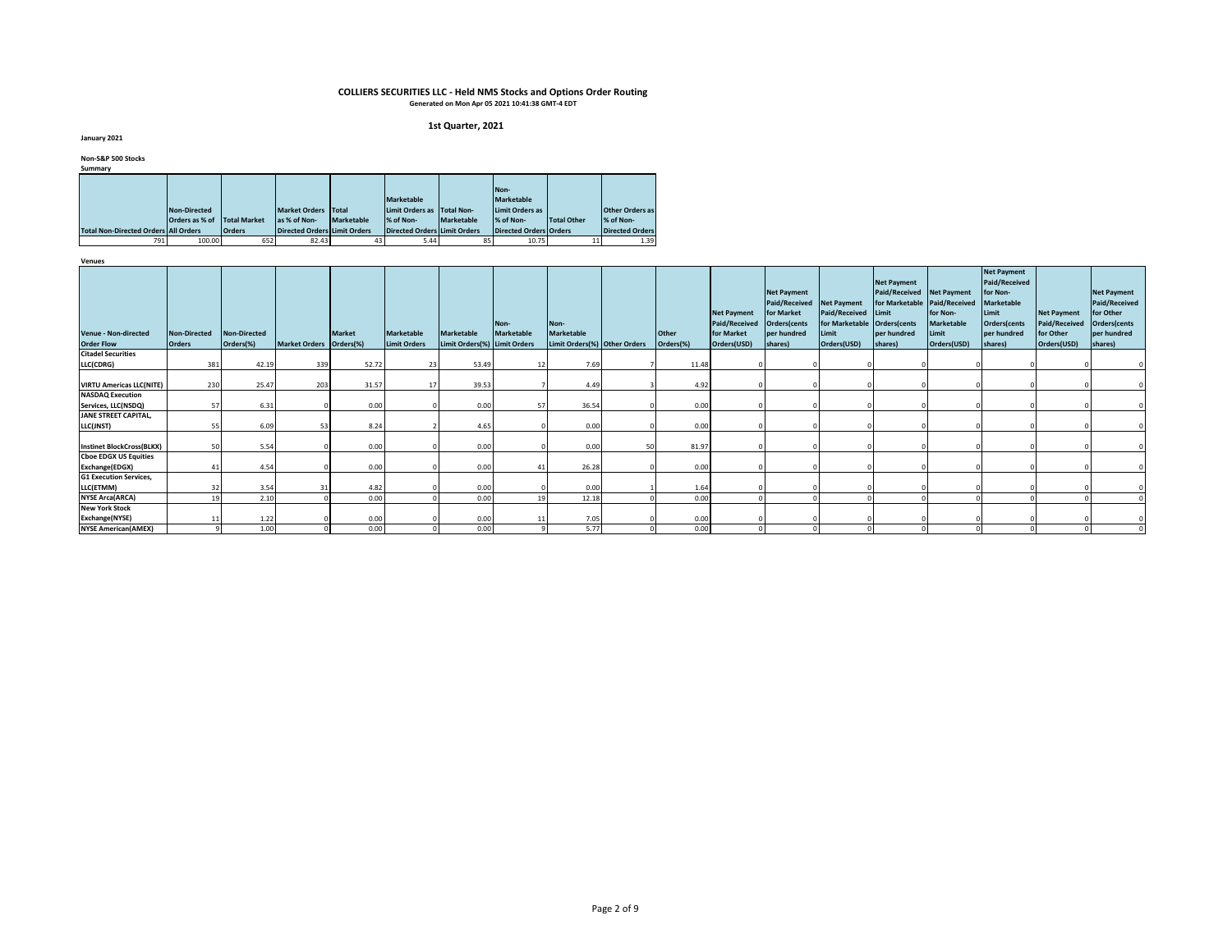# COLLIERS SECURITIES LLC - Held NMS Stocks and Options Order Routing

Generated on Mon Apr 05 2021 10:41:38 GMT-4 EDT

## 1st Quarter, 2021

**January 2021**

**Non-S&P 500 Stocks**

**Summary**

| Total Non-Directed Orders | Non-Directed Orders as % of All Orders | Total Market Orders | Market Orders as % of Non-Directed Orders | Total Marketable Limit Orders | Marketable Limit Orders as % of Non-Directed Orders | Total Non-Marketable Limit Orders | Non-Marketable Limit Orders as % of Non-Directed Orders | Total Other Orders | Other Orders as % of Non-Directed Orders |
|---|---|---|---|---|---|---|---|---|---|
| 791 | 100.00 | 652 | 82.43 | 43 | 5.44 | 85 | 10.75 | 11 | 1.39 |

**Venues**

| Venue - Non-directed Order Flow | Non-Directed Orders | Non-Directed Orders(%) | Market Orders | Market Orders(%) | Marketable Limit Orders | Marketable Limit Orders(%) | Non-Marketable Limit Orders | Non-Marketable Limit Orders(%) | Other Orders | Other Orders(%) | Net Payment Paid/Received for Market Orders(USD) | Net Payment Paid/Received for Market Orders(cents per hundred shares) | Net Payment Paid/Received for Marketable Limit Orders(USD) | Net Payment Paid/Received for Marketable Limit Orders(cents per hundred shares) | Net Payment Paid/Received for Non-Marketable Limit Orders(USD) | Net Payment Paid/Received for Non-Marketable Limit Orders(cents per hundred shares) | Net Payment Paid/Received for Other Orders(USD) | Net Payment Paid/Received for Other Orders(cents per hundred shares) |
|---|---|---|---|---|---|---|---|---|---|---|---|---|---|---|---|---|---|---|
| Citadel Securities LLC(CDRG) | 381 | 42.19 | 339 | 52.72 | 23 | 53.49 | 12 | 7.69 | 7 | 11.48 | 0 | 0 | 0 | 0 | 0 | 0 | 0 | 0 |
| VIRTU Americas LLC(NITE) | 230 | 25.47 | 203 | 31.57 | 17 | 39.53 | 7 | 4.49 | 3 | 4.92 | 0 | 0 | 0 | 0 | 0 | 0 | 0 | 0 |
| NASDAQ Execution Services, LLC(NSDQ) | 57 | 6.31 | 0 | 0.00 | 0 | 0.00 | 57 | 36.54 | 0 | 0.00 | 0 | 0 | 0 | 0 | 0 | 0 | 0 | 0 |
| JANE STREET CAPITAL, LLC(JNST) | 55 | 6.09 | 53 | 8.24 | 2 | 4.65 | 0 | 0.00 | 0 | 0.00 | 0 | 0 | 0 | 0 | 0 | 0 | 0 | 0 |
| Instinet BlockCross(BLKX) | 50 | 5.54 | 0 | 0.00 | 0 | 0.00 | 0 | 0.00 | 50 | 81.97 | 0 | 0 | 0 | 0 | 0 | 0 | 0 | 0 |
| Cboe EDGX US Equities Exchange(EDGX) | 41 | 4.54 | 0 | 0.00 | 0 | 0.00 | 41 | 26.28 | 0 | 0.00 | 0 | 0 | 0 | 0 | 0 | 0 | 0 | 0 |
| G1 Execution Services, LLC(ETMM) | 32 | 3.54 | 31 | 4.82 | 0 | 0.00 | 0 | 0.00 | 1 | 1.64 | 0 | 0 | 0 | 0 | 0 | 0 | 0 | 0 |
| NYSE Arca(ARCA) | 19 | 2.10 | 0 | 0.00 | 0 | 0.00 | 19 | 12.18 | 0 | 0.00 | 0 | 0 | 0 | 0 | 0 | 0 | 0 | 0 |
| New York Stock Exchange(NYSE) | 11 | 1.22 | 0 | 0.00 | 0 | 0.00 | 11 | 7.05 | 0 | 0.00 | 0 | 0 | 0 | 0 | 0 | 0 | 0 | 0 |
| NYSE American(AMEX) | 9 | 1.00 | 0 | 0.00 | 0 | 0.00 | 9 | 5.77 | 0 | 0.00 | 0 | 0 | 0 | 0 | 0 | 0 | 0 | 0 |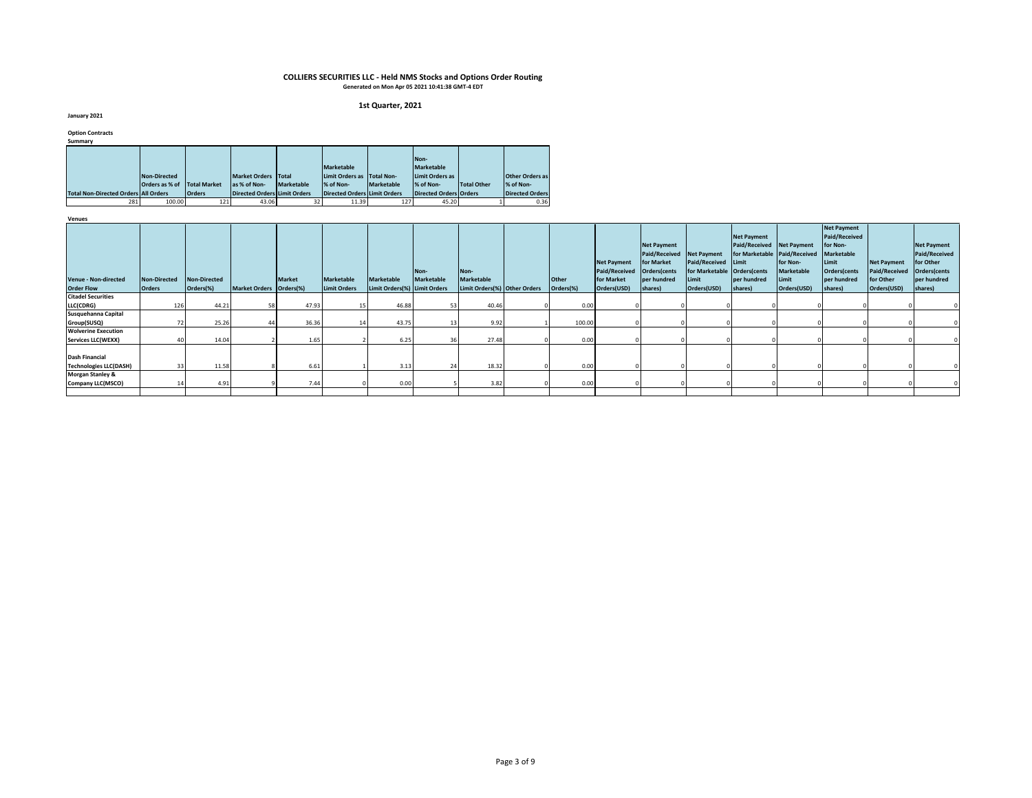# COLLIERS SECURITIES LLC - Held NMS Stocks and Options Order Routing

Generated on Mon Apr 05 2021 10:41:38 GMT-4 EDT

## 1st Quarter, 2021

**January 2021**

**Option Contracts**

**Summary**

| Total Non-Directed Orders | Non-Directed Orders as % of All Orders | Total Market Orders | Market Orders as % of Non-Directed Orders | Total Marketable Limit Orders | Marketable Limit Orders as % of Non-Directed Orders | Total Non-Marketable Limit Orders | Non-Marketable Limit Orders as % of Non-Directed Orders | Total Other Orders | Other Orders as % of Non-Directed Orders |
|---|---|---|---|---|---|---|---|---|---|
| 281 | 100.00 | 121 | 43.06 | 32 | 11.39 | 127 | 45.20 | 1 | 0.36 |

**Venues**

| Venue - Non-directed Order Flow | Non-Directed Orders | Non-Directed Orders(%) | Market Orders | Market Orders(%) | Marketable Limit Orders | Marketable Limit Orders(%) | Non-Marketable Limit Orders | Non-Marketable Limit Orders(%) | Other Orders | Other Orders(%) | Net Payment Paid/Received for Market Orders(USD) | Net Payment Paid/Received for Market Orders(cents per hundred shares) | Net Payment Paid/Received for Marketable Limit Orders(USD) | Net Payment Paid/Received for Marketable Limit Orders(cents per hundred shares) | Net Payment Paid/Received for Non-Marketable Limit Orders(USD) | Net Payment Paid/Received for Non-Marketable Limit Orders(cents per hundred shares) | Net Payment Paid/Received for Other Orders(USD) | Net Payment Paid/Received for Other Orders(cents per hundred shares) |
|---|---|---|---|---|---|---|---|---|---|---|---|---|---|---|---|---|---|---|
| Citadel Securities LLC(CDRG) | 126 | 44.21 | 58 | 47.93 | 15 | 46.88 | 53 | 40.46 | 0 | 0.00 | 0 | 0 | 0 | 0 | 0 | 0 | 0 | 0 |
| Susquehanna Capital Group(SUSQ) | 72 | 25.26 | 44 | 36.36 | 14 | 43.75 | 13 | 9.92 | 1 | 100.00 | 0 | 0 | 0 | 0 | 0 | 0 | 0 | 0 |
| Wolverine Execution Services LLC(WEXX) | 40 | 14.04 | 2 | 1.65 | 2 | 6.25 | 36 | 27.48 | 0 | 0.00 | 0 | 0 | 0 | 0 | 0 | 0 | 0 | 0 |
| Dash Financial Technologies LLC(DASH) | 33 | 11.58 | 8 | 6.61 | 1 | 3.13 | 24 | 18.32 | 0 | 0.00 | 0 | 0 | 0 | 0 | 0 | 0 | 0 | 0 |
| Morgan Stanley & Company LLC(MSCO) | 14 | 4.91 | 9 | 7.44 | 0 | 0.00 | 5 | 3.82 | 0 | 0.00 | 0 | 0 | 0 | 0 | 0 | 0 | 0 | 0 |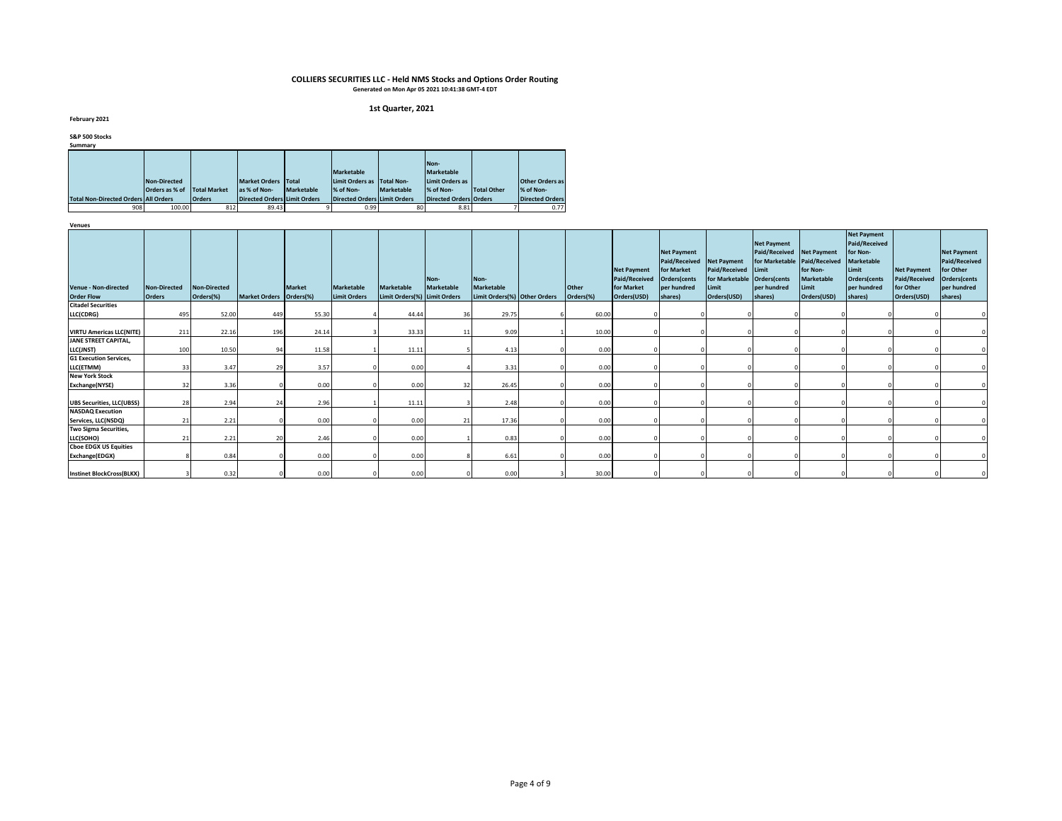# COLLIERS SECURITIES LLC - Held NMS Stocks and Options Order Routing

**Generated on Mon Apr 05 2021 10:41:38 GMT-4 EDT**

## 1st Quarter, 2021

**February 2021**

### S&P 500 Stocks

**Summary**

| Total Non-Directed Orders | Non-Directed Orders as % of All Orders | Total Market Orders | Market Orders as % of Non-Directed Orders | Total Marketable Limit Orders | Marketable Limit Orders as % of Non-Directed Orders | Total Non-Marketable Limit Orders | Non-Marketable Limit Orders as % of Non-Directed Orders | Total Other Orders | Other Orders as % of Non-Directed Orders |
|---|---|---|---|---|---|---|---|---|---|
| 908 | 100.00 | 812 | 89.43 | 9 | 0.99 | 80 | 8.81 | 7 | 0.77 |

**Venues**

| Venue - Non-directed Order Flow | Non-Directed Orders | Non-Directed Orders(%) | Market Orders | Market Orders(%) | Marketable Limit Orders | Marketable Limit Orders(%) | Non-Marketable Limit Orders | Non-Marketable Limit Orders(%) | Other Orders | Other Orders(%) | Net Payment Paid/Received for Market Orders(USD) | Net Payment Paid/Received for Market Orders(cents per hundred shares) | Net Payment Paid/Received for Marketable Limit Orders(USD) | Net Payment Paid/Received for Marketable Limit Orders(cents per hundred shares) | Net Payment Paid/Received for Non-Marketable Limit Orders(USD) | Net Payment Paid/Received for Non-Marketable Limit Orders(cents per hundred shares) | Net Payment Paid/Received for Other Orders(USD) | Net Payment Paid/Received for Other Orders(cents per hundred shares) |
|---|---|---|---|---|---|---|---|---|---|---|---|---|---|---|---|---|---|---|
| Citadel Securities LLC(CDRG) | 495 | 52.00 | 449 | 55.30 | 4 | 44.44 | 36 | 29.75 | 6 | 60.00 | 0 | 0 | 0 | 0 | 0 | 0 | 0 | 0 |
| VIRTU Americas LLC(NITE) | 211 | 22.16 | 196 | 24.14 | 3 | 33.33 | 11 | 9.09 | 1 | 10.00 | 0 | 0 | 0 | 0 | 0 | 0 | 0 | 0 |
| JANE STREET CAPITAL, LLC(JNST) | 100 | 10.50 | 94 | 11.58 | 1 | 11.11 | 5 | 4.13 | 0 | 0.00 | 0 | 0 | 0 | 0 | 0 | 0 | 0 | 0 |
| G1 Execution Services, LLC(ETMM) | 33 | 3.47 | 29 | 3.57 | 0 | 0.00 | 4 | 3.31 | 0 | 0.00 | 0 | 0 | 0 | 0 | 0 | 0 | 0 | 0 |
| New York Stock Exchange(NYSE) | 32 | 3.36 | 0 | 0.00 | 0 | 0.00 | 32 | 26.45 | 0 | 0.00 | 0 | 0 | 0 | 0 | 0 | 0 | 0 | 0 |
| UBS Securities, LLC(UBSS) | 28 | 2.94 | 24 | 2.96 | 1 | 11.11 | 3 | 2.48 | 0 | 0.00 | 0 | 0 | 0 | 0 | 0 | 0 | 0 | 0 |
| NASDAQ Execution Services, LLC(NSDQ) | 21 | 2.21 | 0 | 0.00 | 0 | 0.00 | 21 | 17.36 | 0 | 0.00 | 0 | 0 | 0 | 0 | 0 | 0 | 0 | 0 |
| Two Sigma Securities, LLC(SOHO) | 21 | 2.21 | 20 | 2.46 | 0 | 0.00 | 1 | 0.83 | 0 | 0.00 | 0 | 0 | 0 | 0 | 0 | 0 | 0 | 0 |
| Cboe EDGX US Equities Exchange(EDGX) | 8 | 0.84 | 0 | 0.00 | 0 | 0.00 | 8 | 6.61 | 0 | 0.00 | 0 | 0 | 0 | 0 | 0 | 0 | 0 | 0 |
| Instinet BlockCross(BLKX) | 3 | 0.32 | 0 | 0.00 | 0 | 0.00 | 0 | 0.00 | 3 | 30.00 | 0 | 0 | 0 | 0 | 0 | 0 | 0 | 0 |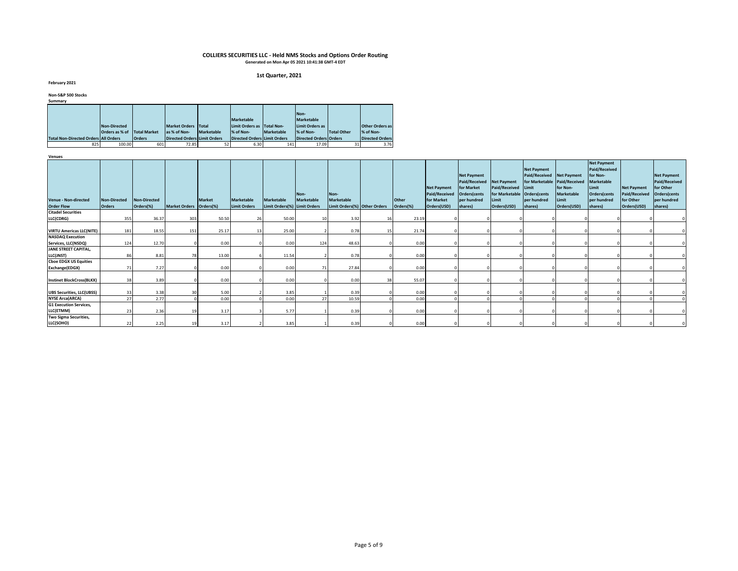**COLLIERS SECURITIES LLC - Held NMS Stocks and Options Order Routing**
**Generated on Mon Apr 05 2021 10:41:38 GMT-4 EDT**

**1st Quarter, 2021**

**February 2021**

**Non-S&P 500 Stocks**

**Summary**

| Total Non-Directed Orders | Non-Directed Orders as % of All Orders | Total Market Orders | Market Orders as % of Non-Directed Orders | Total Marketable Limit Orders | Marketable Limit Orders as % of Non-Directed Orders | Total Non-Marketable Limit Orders | Non-Marketable Limit Orders as % of Non-Directed Orders | Total Other Orders | Other Orders as % of Non-Directed Orders |
|---|---|---|---|---|---|---|---|---|---|
| 825 | 100.00 | 601 | 72.85 | 52 | 6.30 | 141 | 17.09 | 31 | 3.76 |

**Venues**

| Venue - Non-directed Order Flow | Non-Directed Orders | Non-Directed Orders(%) | Market Orders | Market Orders(%) | Marketable Limit Orders | Marketable Limit Orders(%) | Non-Marketable Limit Orders | Non-Marketable Limit Orders(%) | Other Orders | Other Orders(%) | Net Payment Paid/Received for Market Orders(USD) | Net Payment Paid/Received for Market Orders(cents per hundred shares) | Net Payment Paid/Received for Marketable Limit Orders(USD) | Net Payment Paid/Received for Marketable Limit Orders(cents per hundred shares) | Net Payment Paid/Received for Non-Marketable Limit Orders(USD) | Net Payment Paid/Received for Non-Marketable Limit Orders(cents per hundred shares) | Net Payment Paid/Received for Other Orders(USD) | Net Payment Paid/Received for Other Orders(cents per hundred shares) |
|---|---|---|---|---|---|---|---|---|---|---|---|---|---|---|---|---|---|---|
| Citadel Securities LLC(CDRG) | 355 | 36.37 | 303 | 50.50 | 26 | 50.00 | 10 | 3.92 | 16 | 23.19 | 0 | 0 | 0 | 0 | 0 | 0 | 0 | 0 |
| VIRTU Americas LLC(NITE) | 181 | 18.55 | 151 | 25.17 | 13 | 25.00 | 2 | 0.78 | 15 | 21.74 | 0 | 0 | 0 | 0 | 0 | 0 | 0 | 0 |
| NASDAQ Execution Services, LLC(NSDQ) | 124 | 12.70 | 0 | 0.00 | 0 | 0.00 | 124 | 48.63 | 0 | 0.00 | 0 | 0 | 0 | 0 | 0 | 0 | 0 | 0 |
| JANE STREET CAPITAL, LLC(JNST) | 86 | 8.81 | 78 | 13.00 | 6 | 11.54 | 2 | 0.78 | 0 | 0.00 | 0 | 0 | 0 | 0 | 0 | 0 | 0 | 0 |
| Cboe EDGX US Equities Exchange(EDGX) | 71 | 7.27 | 0 | 0.00 | 0 | 0.00 | 71 | 27.84 | 0 | 0.00 | 0 | 0 | 0 | 0 | 0 | 0 | 0 | 0 |
| Instinet BlockCross(BLKX) | 38 | 3.89 | 0 | 0.00 | 0 | 0.00 | 0 | 0.00 | 38 | 55.07 | 0 | 0 | 0 | 0 | 0 | 0 | 0 | 0 |
| UBS Securities, LLC(UBSS) | 33 | 3.38 | 30 | 5.00 | 2 | 3.85 | 1 | 0.39 | 0 | 0.00 | 0 | 0 | 0 | 0 | 0 | 0 | 0 | 0 |
| NYSE Arca(ARCA) | 27 | 2.77 | 0 | 0.00 | 0 | 0.00 | 27 | 10.59 | 0 | 0.00 | 0 | 0 | 0 | 0 | 0 | 0 | 0 | 0 |
| G1 Execution Services, LLC(ETMM) | 23 | 2.36 | 19 | 3.17 | 3 | 5.77 | 1 | 0.39 | 0 | 0.00 | 0 | 0 | 0 | 0 | 0 | 0 | 0 | 0 |
| Two Sigma Securities, LLC(SOHO) | 22 | 2.25 | 19 | 3.17 | 2 | 3.85 | 1 | 0.39 | 0 | 0.00 | 0 | 0 | 0 | 0 | 0 | 0 | 0 | 0 |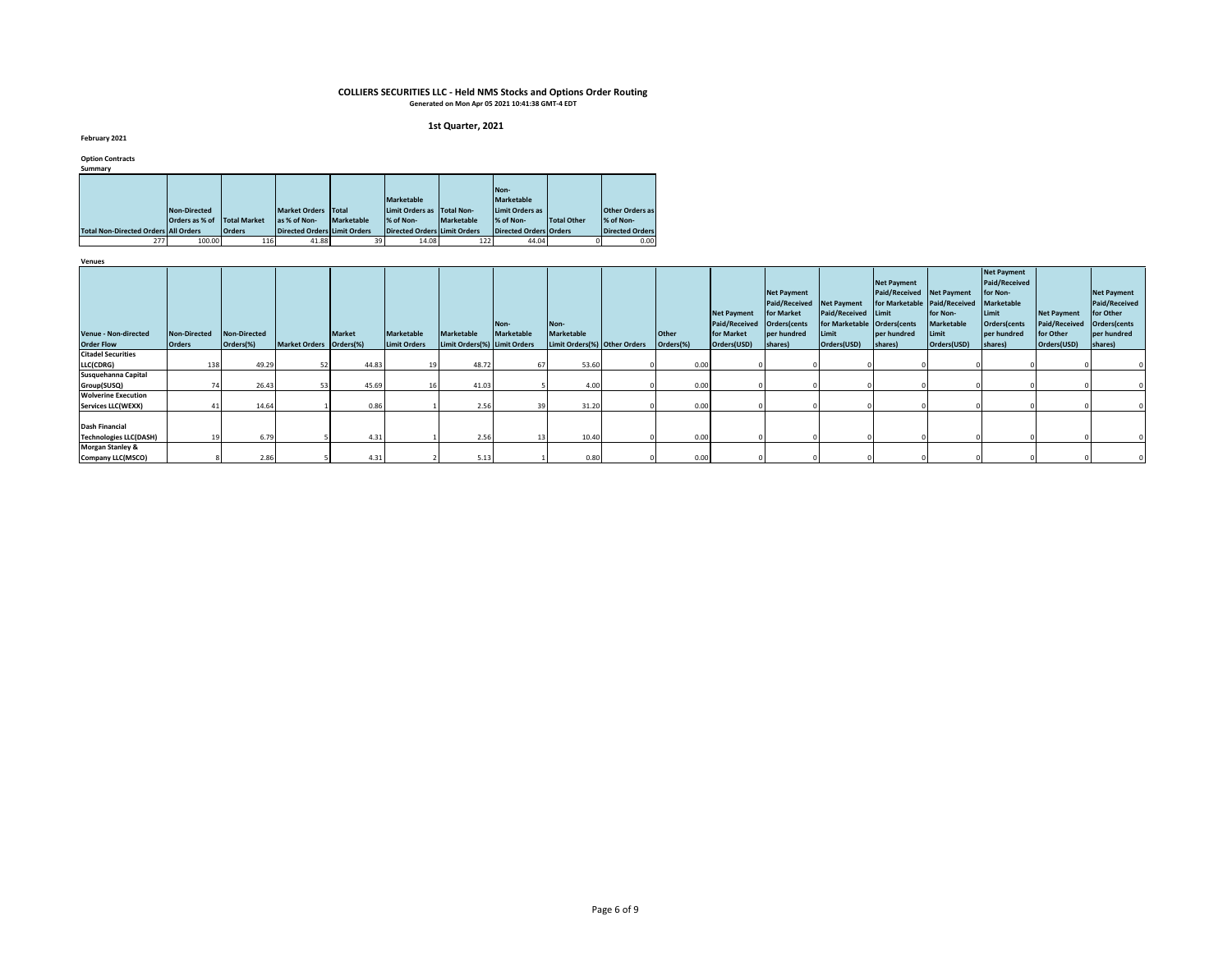# COLLIERS SECURITIES LLC - Held NMS Stocks and Options Order Routing

**Generated on Mon Apr 05 2021 10:41:38 GMT-4 EDT**

**1st Quarter, 2021**

**February 2021**

**Option Contracts**

**Summary**

| Total Non-Directed Orders | Non-Directed Orders as % of All Orders | Total Market Orders | Market Orders as % of Non-Directed Orders | Total Marketable Limit Orders | Marketable Limit Orders as % of Non-Directed Orders | Total Non-Marketable Limit Orders | Non-Marketable Limit Orders as % of Non-Directed Orders | Total Other Orders | Other Orders as % of Non-Directed Orders |
|---|---|---|---|---|---|---|---|---|---|
| 277 | 100.00 | 116 | 41.88 | 39 | 14.08 | 122 | 44.04 | 0 | 0.00 |

**Venues**

| Venue - Non-directed Order Flow | Non-Directed Orders | Non-Directed Orders(%) | Market Orders | Market Orders(%) | Marketable Limit Orders | Marketable Limit Orders(%) | Non-Marketable Limit Orders | Non-Marketable Limit Orders(%) | Other Orders | Other Orders(%) | Net Payment Paid/Received for Market Orders(USD) | Net Payment Paid/Received for Market Orders(cents per hundred shares) | Net Payment Paid/Received for Marketable Limit Orders(USD) | Net Payment Paid/Received for Marketable Limit Orders(cents per hundred shares) | Net Payment Paid/Received for Non-Marketable Limit Orders(USD) | Net Payment Paid/Received for Non-Marketable Limit Orders(cents per hundred shares) | Net Payment Paid/Received for Other Orders(USD) | Net Payment Paid/Received for Other Orders(cents per hundred shares) |
|---|---|---|---|---|---|---|---|---|---|---|---|---|---|---|---|---|---|---|
| Citadel Securities LLC(CDRG) | 138 | 49.29 | 52 | 44.83 | 19 | 48.72 | 67 | 53.60 | 0 | 0.00 | 0 | 0 | 0 | 0 | 0 | 0 | 0 | 0 |
| Susquehanna Capital Group(SUSQ) | 74 | 26.43 | 53 | 45.69 | 16 | 41.03 | 5 | 4.00 | 0 | 0.00 | 0 | 0 | 0 | 0 | 0 | 0 | 0 | 0 |
| Wolverine Execution Services LLC(WEXX) | 41 | 14.64 | 1 | 0.86 | 1 | 2.56 | 39 | 31.20 | 0 | 0.00 | 0 | 0 | 0 | 0 | 0 | 0 | 0 | 0 |
| Dash Financial Technologies LLC(DASH) | 19 | 6.79 | 5 | 4.31 | 1 | 2.56 | 13 | 10.40 | 0 | 0.00 | 0 | 0 | 0 | 0 | 0 | 0 | 0 | 0 |
| Morgan Stanley & Company LLC(MSCO) | 8 | 2.86 | 5 | 4.31 | 2 | 5.13 | 1 | 0.80 | 0 | 0.00 | 0 | 0 | 0 | 0 | 0 | 0 | 0 | 0 |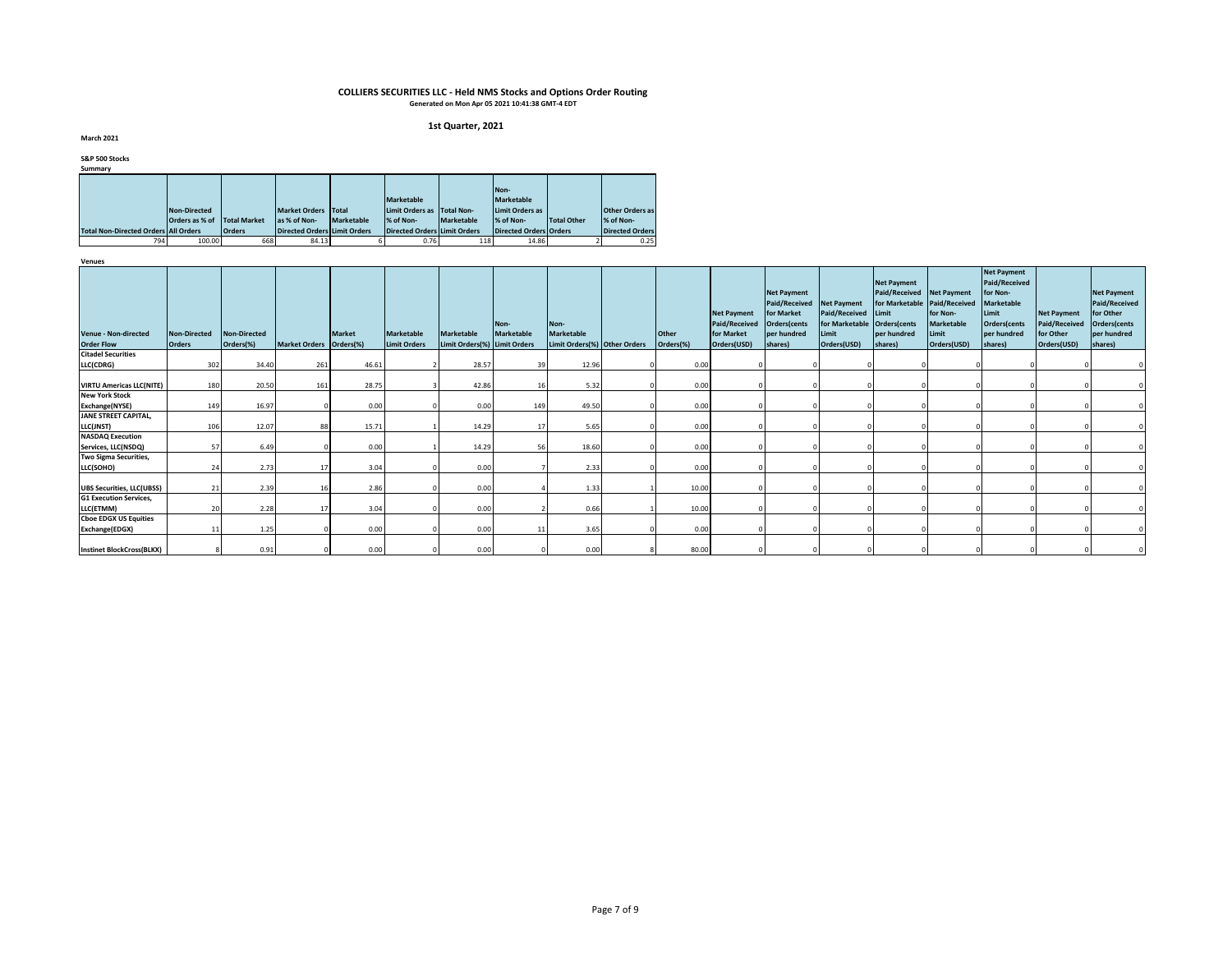# COLLIERS SECURITIES LLC - Held NMS Stocks and Options Order Routing

Generated on Mon Apr 05 2021 10:41:38 GMT-4 EDT

## 1st Quarter, 2021

**March 2021**

**S&P 500 Stocks**

**Summary**

| Total Non-Directed Orders | Non-Directed Orders as % of All Orders | Total Market Orders | Market Orders as % of Non-Directed Orders | Total Marketable Limit Orders | Marketable Limit Orders as % of Non-Directed Orders | Total Non-Marketable Limit Orders | Non-Marketable Limit Orders as % of Non-Directed Orders | Total Other Orders | Other Orders as % of Non-Directed Orders |
|---|---|---|---|---|---|---|---|---|---|
| 794 | 100.00 | 668 | 84.13 | 6 | 0.76 | 118 | 14.86 | 2 | 0.25 |

**Venues**

| Venue - Non-directed Order Flow | Non-Directed Orders | Non-Directed Orders(%) | Market Orders | Market Orders(%) | Marketable Limit Orders | Marketable Limit Orders(%) | Non-Marketable Limit Orders | Non-Marketable Limit Orders(%) | Other Orders | Other Orders(%) | Net Payment Paid/Received for Market Orders(USD) | Net Payment Paid/Received for Market Orders(cents per hundred shares) | Net Payment Paid/Received for Marketable Limit Orders(USD) | Net Payment Paid/Received for Marketable Limit Orders(cents per hundred shares) | Net Payment Paid/Received for Non-Marketable Limit Orders(USD) | Net Payment Paid/Received for Non-Marketable Limit Orders(cents per hundred shares) | Net Payment Paid/Received for Other Orders(USD) | Net Payment Paid/Received for Other Orders(cents per hundred shares) |
|---|---|---|---|---|---|---|---|---|---|---|---|---|---|---|---|---|---|---|
| Citadel Securities LLC(CDRG) | 302 | 34.40 | 261 | 46.61 | 2 | 28.57 | 39 | 12.96 | 0 | 0.00 | 0 | 0 | 0 | 0 | 0 | 0 | 0 | 0 |
| VIRTU Americas LLC(NITE) | 180 | 20.50 | 161 | 28.75 | 3 | 42.86 | 16 | 5.32 | 0 | 0.00 | 0 | 0 | 0 | 0 | 0 | 0 | 0 | 0 |
| New York Stock Exchange(NYSE) | 149 | 16.97 | 0 | 0.00 | 0 | 0.00 | 149 | 49.50 | 0 | 0.00 | 0 | 0 | 0 | 0 | 0 | 0 | 0 | 0 |
| JANE STREET CAPITAL, LLC(JNST) | 106 | 12.07 | 88 | 15.71 | 1 | 14.29 | 17 | 5.65 | 0 | 0.00 | 0 | 0 | 0 | 0 | 0 | 0 | 0 | 0 |
| NASDAQ Execution Services, LLC(NSDQ) | 57 | 6.49 | 0 | 0.00 | 1 | 14.29 | 56 | 18.60 | 0 | 0.00 | 0 | 0 | 0 | 0 | 0 | 0 | 0 | 0 |
| Two Sigma Securities, LLC(SOHO) | 24 | 2.73 | 17 | 3.04 | 0 | 0.00 | 7 | 2.33 | 0 | 0.00 | 0 | 0 | 0 | 0 | 0 | 0 | 0 | 0 |
| UBS Securities, LLC(UBSS) | 21 | 2.39 | 16 | 2.86 | 0 | 0.00 | 4 | 1.33 | 1 | 10.00 | 0 | 0 | 0 | 0 | 0 | 0 | 0 | 0 |
| G1 Execution Services, LLC(ETMM) | 20 | 2.28 | 17 | 3.04 | 0 | 0.00 | 2 | 0.66 | 1 | 10.00 | 0 | 0 | 0 | 0 | 0 | 0 | 0 | 0 |
| Cboe EDGX US Equities Exchange(EDGX) | 11 | 1.25 | 0 | 0.00 | 0 | 0.00 | 11 | 3.65 | 0 | 0.00 | 0 | 0 | 0 | 0 | 0 | 0 | 0 | 0 |
| Instinet BlockCross(BLKX) | 8 | 0.91 | 0 | 0.00 | 0 | 0.00 | 0 | 0.00 | 8 | 80.00 | 0 | 0 | 0 | 0 | 0 | 0 | 0 | 0 |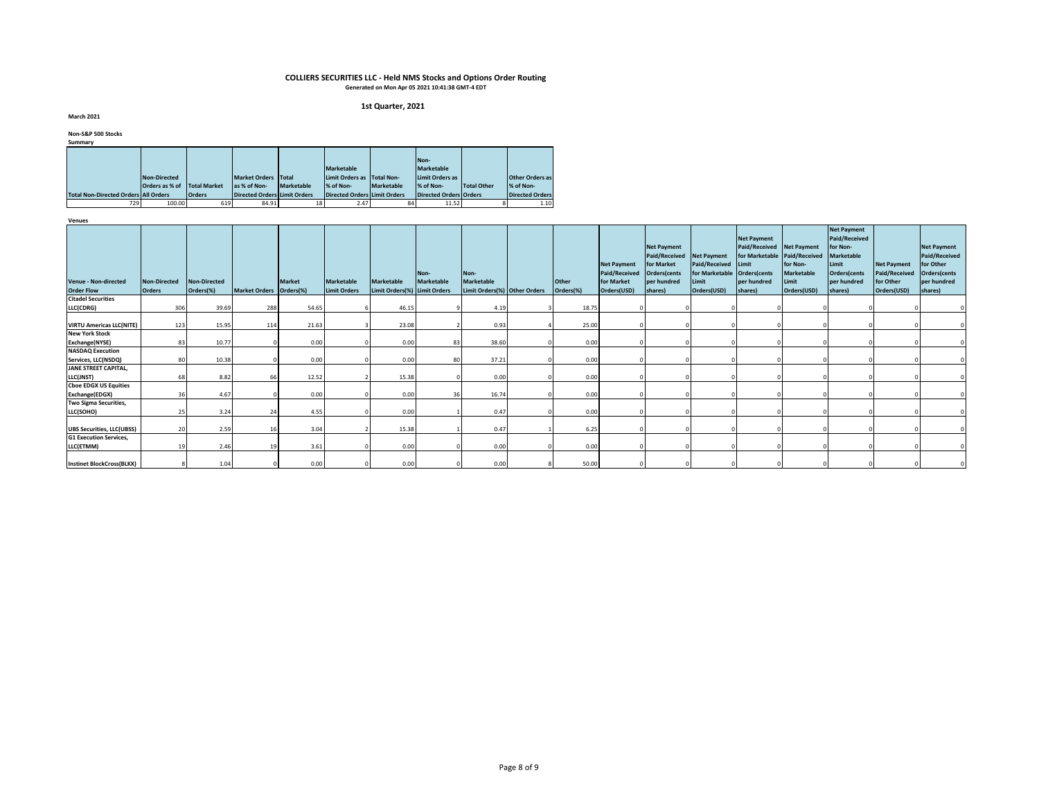# COLLIERS SECURITIES LLC - Held NMS Stocks and Options Order Routing

Generated on Mon Apr 05 2021 10:41:38 GMT-4 EDT

## 1st Quarter, 2021

**March 2021**

**Non-S&P 500 Stocks**

**Summary**

| Total Non-Directed Orders | Non-Directed Orders as % of All Orders | Total Market Orders | Market Orders as % of Non-Directed Orders | Total Marketable Limit Orders | Marketable Limit Orders as % of Non-Directed Orders | Total Non-Marketable Limit Orders | Non-Marketable Limit Orders as % of Non-Directed Orders | Total Other Orders | Other Orders as % of Non-Directed Orders |
|---|---|---|---|---|---|---|---|---|---|
| 729 | 100.00 | 619 | 84.91 | 18 | 2.47 | 84 | 11.52 | 8 | 1.10 |

**Venues**

| Venue - Non-directed Order Flow | Non-Directed Orders | Non-Directed Orders(%) | Market Orders | Market Orders(%) | Marketable Limit Orders | Marketable Limit Orders(%) | Non-Marketable Limit Orders | Non-Marketable Limit Orders(%) | Other Orders | Other Orders(%) | Net Payment Paid/Received for Market Orders(USD) | Net Payment Paid/Received for Market Orders(cents per hundred shares) | Net Payment Paid/Received for Marketable Limit Orders(USD) | Net Payment Paid/Received for Marketable Limit Orders(cents per hundred shares) | Net Payment Paid/Received for Non-Marketable Limit Orders(USD) | Net Payment Paid/Received for Non-Marketable Limit Orders(cents per hundred shares) | Net Payment Paid/Received for Other Orders(USD) | Net Payment Paid/Received for Other Orders(cents per hundred shares) |
|---|---|---|---|---|---|---|---|---|---|---|---|---|---|---|---|---|---|---|
| Citadel Securities LLC(CDRG) | 306 | 39.69 | 288 | 54.65 | 6 | 46.15 | 9 | 4.19 | 3 | 18.75 | 0 | 0 | 0 | 0 | 0 | 0 | 0 | 0 |
| VIRTU Americas LLC(NITE) | 123 | 15.95 | 114 | 21.63 | 3 | 23.08 | 2 | 0.93 | 4 | 25.00 | 0 | 0 | 0 | 0 | 0 | 0 | 0 | 0 |
| New York Stock Exchange(NYSE) | 83 | 10.77 | 0 | 0.00 | 0 | 0.00 | 83 | 38.60 | 0 | 0.00 | 0 | 0 | 0 | 0 | 0 | 0 | 0 | 0 |
| NASDAQ Execution Services, LLC(NSDQ) | 80 | 10.38 | 0 | 0.00 | 0 | 0.00 | 80 | 37.21 | 0 | 0.00 | 0 | 0 | 0 | 0 | 0 | 0 | 0 | 0 |
| JANE STREET CAPITAL, LLC(JNST) | 68 | 8.82 | 66 | 12.52 | 2 | 15.38 | 0 | 0.00 | 0 | 0.00 | 0 | 0 | 0 | 0 | 0 | 0 | 0 | 0 |
| Cboe EDGX US Equities Exchange(EDGX) | 36 | 4.67 | 0 | 0.00 | 0 | 0.00 | 36 | 16.74 | 0 | 0.00 | 0 | 0 | 0 | 0 | 0 | 0 | 0 | 0 |
| Two Sigma Securities, LLC(SOHO) | 25 | 3.24 | 24 | 4.55 | 0 | 0.00 | 1 | 0.47 | 0 | 0.00 | 0 | 0 | 0 | 0 | 0 | 0 | 0 | 0 |
| UBS Securities, LLC(UBSS) | 20 | 2.59 | 16 | 3.04 | 2 | 15.38 | 1 | 0.47 | 1 | 6.25 | 0 | 0 | 0 | 0 | 0 | 0 | 0 | 0 |
| G1 Execution Services, LLC(ETMM) | 19 | 2.46 | 19 | 3.61 | 0 | 0.00 | 0 | 0.00 | 0 | 0.00 | 0 | 0 | 0 | 0 | 0 | 0 | 0 | 0 |
| Instinet BlockCross(BLKX) | 8 | 1.04 | 0 | 0.00 | 0 | 0.00 | 0 | 0.00 | 8 | 50.00 | 0 | 0 | 0 | 0 | 0 | 0 | 0 | 0 |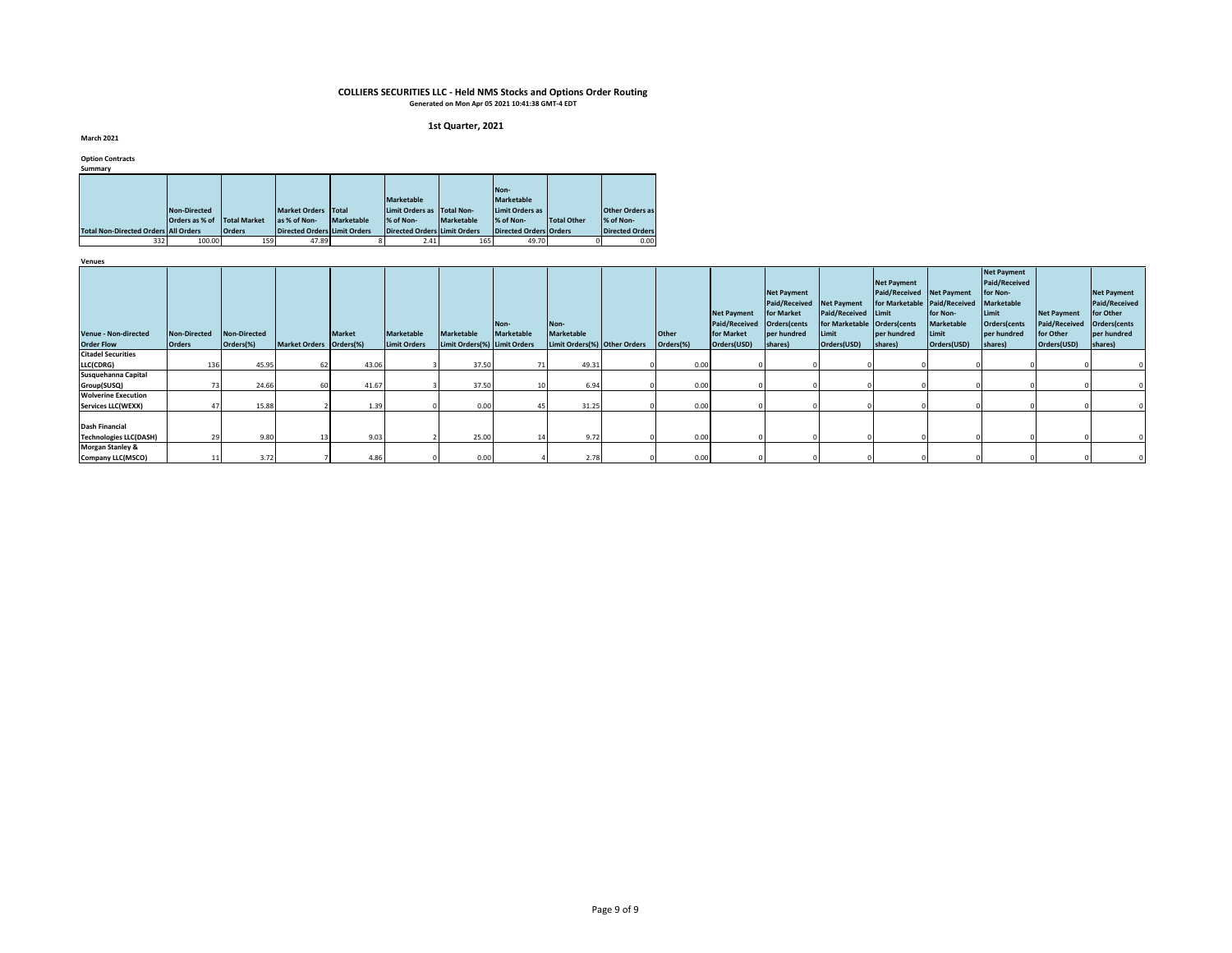# COLLIERS SECURITIES LLC - Held NMS Stocks and Options Order Routing

**Generated on Mon Apr 05 2021 10:41:38 GMT-4 EDT**

## 1st Quarter, 2021

**March 2021**

**Option Contracts**

**Summary**

| Total Non-Directed Orders | Non-Directed Orders as % of All Orders | Total Market Orders | Market Orders as % of Non-Directed Orders | Total Marketable Limit Orders | Marketable Limit Orders as % of Non-Directed Orders | Total Non-Marketable Limit Orders | Non-Marketable Limit Orders as % of Non-Directed Orders | Total Other Orders | Other Orders as % of Non-Directed Orders |
|---|---|---|---|---|---|---|---|---|---|
| 332 | 100.00 | 159 | 47.89 | 8 | 2.41 | 165 | 49.70 | 0 | 0.00 |

**Venues**

| Venue - Non-directed Order Flow | Non-Directed Orders | Non-Directed Orders(%) | Market Orders | Market Orders(%) | Marketable Limit Orders | Marketable Limit Orders(%) | Non-Marketable Limit Orders | Non-Marketable Limit Orders(%) | Other Orders | Other Orders(%) | Net Payment Paid/Received for Market Orders(USD) | Net Payment Paid/Received for Market Orders(cents per hundred shares) | Net Payment Paid/Received for Marketable Limit Orders(USD) | Net Payment Paid/Received for Marketable Limit Orders(cents per hundred shares) | Net Payment Paid/Received for Non-Marketable Limit Orders(USD) | Net Payment Paid/Received for Non-Marketable Limit Orders(cents per hundred shares) | Net Payment Paid/Received for Other Orders(USD) | Net Payment Paid/Received for Other Orders(cents per hundred shares) |
|---|---|---|---|---|---|---|---|---|---|---|---|---|---|---|---|---|---|---|
| Citadel Securities LLC(CDRG) | 136 | 45.95 | 62 | 43.06 | 3 | 37.50 | 71 | 49.31 | 0 | 0.00 | 0 | 0 | 0 | 0 | 0 | 0 | 0 | 0 |
| Susquehanna Capital Group(SUSQ) | 73 | 24.66 | 60 | 41.67 | 3 | 37.50 | 10 | 6.94 | 0 | 0.00 | 0 | 0 | 0 | 0 | 0 | 0 | 0 | 0 |
| Wolverine Execution Services LLC(WEXX) | 47 | 15.88 | 2 | 1.39 | 0 | 0.00 | 45 | 31.25 | 0 | 0.00 | 0 | 0 | 0 | 0 | 0 | 0 | 0 | 0 |
| Dash Financial Technologies LLC(DASH) | 29 | 9.80 | 13 | 9.03 | 2 | 25.00 | 14 | 9.72 | 0 | 0.00 | 0 | 0 | 0 | 0 | 0 | 0 | 0 | 0 |
| Morgan Stanley & Company LLC(MSCO) | 11 | 3.72 | 7 | 4.86 | 0 | 0.00 | 4 | 2.78 | 0 | 0.00 | 0 | 0 | 0 | 0 | 0 | 0 | 0 | 0 |